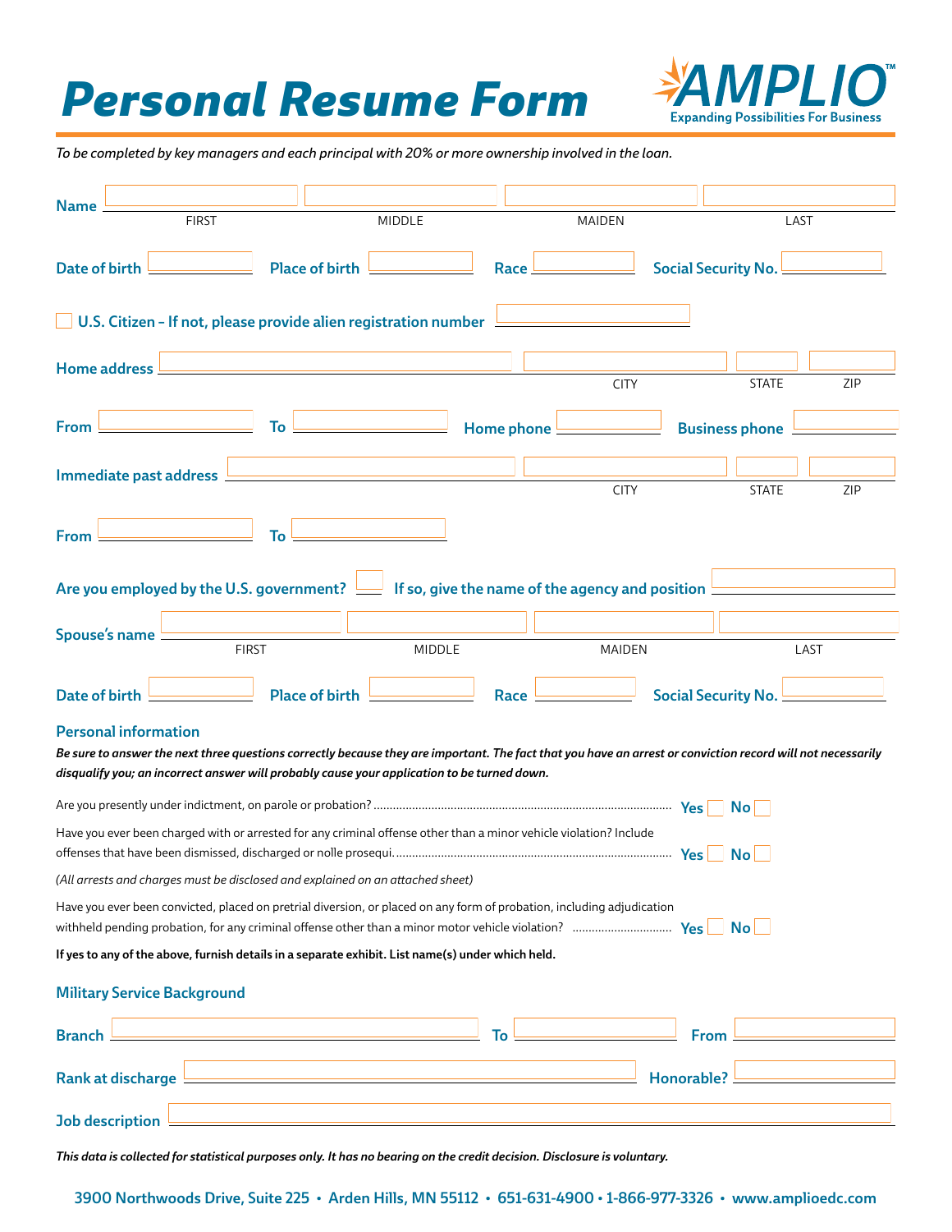# Personal Resume Form

**AMPLIO™**
Expanding Possibilities For Business

*To be completed by key managers and each principal with 20% or more ownership involved in the loan.*

**Name** ____________ ____________ ____________ ____________
FIRST MIDDLE MAIDEN LAST

**Date of birth** ________ **Place of birth** ________ **Race** ________ **Social Security No.** ________

☐ **U.S. Citizen – If not, please provide alien registration number** ________

**Home address** ________________ ________ ________ ________
CITY STATE ZIP

**From** ________ **To** ________ **Home phone** ________ **Business phone** ________

**Immediate past address** ________________ ________ ________ ________
CITY STATE ZIP

**From** ________ **To** ________

**Are you employed by the U.S. government?** ☐ **If so, give the name of the agency and position** ________

**Spouse's name** ____________ ____________ ____________ ____________
FIRST MIDDLE MAIDEN LAST

**Date of birth** ________ **Place of birth** ________ **Race** ________ **Social Security No.** ________

## Personal information

***Be sure to answer the next three questions correctly because they are important. The fact that you have an arrest or conviction record will not necessarily disqualify you; an incorrect answer will probably cause your application to be turned down.***

Are you presently under indictment, on parole or probation? .................................................. **Yes** ☐ **No** ☐

Have you ever been charged with or arrested for any criminal offense other than a minor vehicle violation? Include offenses that have been dismissed, discharged or nolle prosequi. .................................................. **Yes** ☐ **No** ☐

*(All arrests and charges must be disclosed and explained on an attached sheet)*

Have you ever been convicted, placed on pretrial diversion, or placed on any form of probation, including adjudication withheld pending probation, for any criminal offense other than a minor motor vehicle violation? .................................................. **Yes** ☐ **No** ☐

**If yes to any of the above, furnish details in a separate exhibit. List name(s) under which held.**

## Military Service Background

**Branch** ________________ **To** ________ **From** ________

**Rank at discharge** ________________ **Honorable?** ________

**Job description** ________________________________

***This data is collected for statistical purposes only. It has no bearing on the credit decision. Disclosure is voluntary.***

**3900 Northwoods Drive, Suite 225 • Arden Hills, MN 55112 • 651-631-4900 • 1-866-977-3326 • www.amplioedc.com**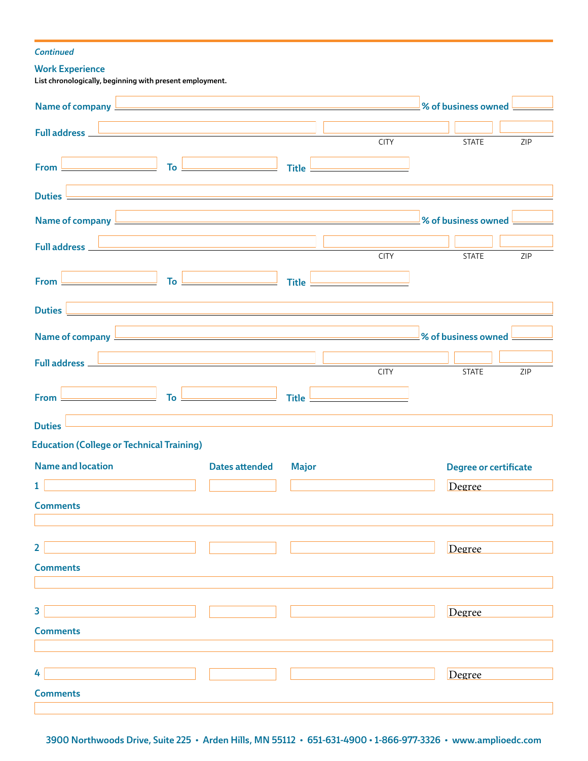*Continued*

## Work Experience

**List chronologically, beginning with present employment.**

**Name of company** ______________________ **% of business owned** ______

**Full address** ______________________ ______________ ______ ______
CITY STATE ZIP

**From** ________ **To** ________ **Title** ________

**Duties** ______________________

**Name of company** ______________________ **% of business owned** ______

**Full address** ______________________ ______________ ______ ______
CITY STATE ZIP

**From** ________ **To** ________ **Title** ________

**Duties** ______________________

**Name of company** ______________________ **% of business owned** ______

**Full address** ______________________ ______________ ______ ______
CITY STATE ZIP

**From** ________ **To** ________ **Title** ________

**Duties** ______________________

## Education (College or Technical Training)

| | Name and location | Dates attended | Major | Degree or certificate |
|---|---|---|---|---|
| 1 | | | | Degree |

**Comments**

______________________

| | Name and location | Dates attended | Major | Degree or certificate |
|---|---|---|---|---|
| 2 | | | | Degree |

**Comments**

______________________

| | Name and location | Dates attended | Major | Degree or certificate |
|---|---|---|---|---|
| 3 | | | | Degree |

**Comments**

______________________

| | Name and location | Dates attended | Major | Degree or certificate |
|---|---|---|---|---|
| 4 | | | | Degree |

**Comments**

______________________

3900 Northwoods Drive, Suite 225 • Arden Hills, MN 55112 • 651-631-4900 • 1-866-977-3326 • www.amplioedc.com